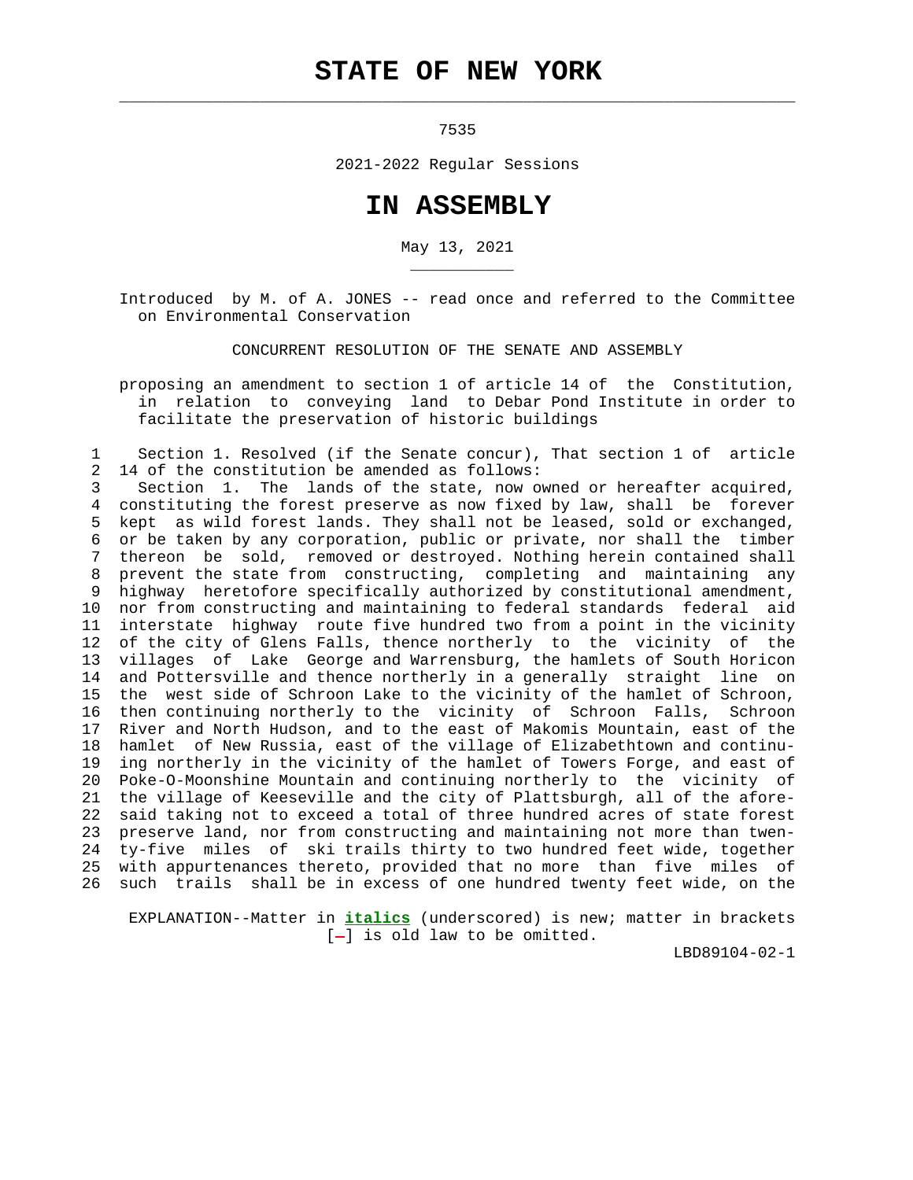# STATE OF NEW YORK

7535

2021-2022 Regular Sessions

# IN ASSEMBLY

May 13, 2021

Introduced by M. of A. JONES -- read once and referred to the Committee on Environmental Conservation

CONCURRENT RESOLUTION OF THE SENATE AND ASSEMBLY

proposing an amendment to section 1 of article 14 of the Constitution, in relation to conveying land to Debar Pond Institute in order to facilitate the preservation of historic buildings

1 Section 1. Resolved (if the Senate concur), That section 1 of article
2 14 of the constitution be amended as follows:
3 Section 1. The lands of the state, now owned or hereafter acquired,
4 constituting the forest preserve as now fixed by law, shall be forever
5 kept as wild forest lands. They shall not be leased, sold or exchanged,
6 or be taken by any corporation, public or private, nor shall the timber
7 thereon be sold, removed or destroyed. Nothing herein contained shall
8 prevent the state from constructing, completing and maintaining any
9 highway heretofore specifically authorized by constitutional amendment,
10 nor from constructing and maintaining to federal standards federal aid
11 interstate highway route five hundred two from a point in the vicinity
12 of the city of Glens Falls, thence northerly to the vicinity of the
13 villages of Lake George and Warrensburg, the hamlets of South Horicon
14 and Pottersville and thence northerly in a generally straight line on
15 the west side of Schroon Lake to the vicinity of the hamlet of Schroon,
16 then continuing northerly to the vicinity of Schroon Falls, Schroon
17 River and North Hudson, and to the east of Makomis Mountain, east of the
18 hamlet of New Russia, east of the village of Elizabethtown and continu-
19 ing northerly in the vicinity of the hamlet of Towers Forge, and east of
20 Poke-O-Moonshine Mountain and continuing northerly to the vicinity of
21 the village of Keeseville and the city of Plattsburgh, all of the afore-
22 said taking not to exceed a total of three hundred acres of state forest
23 preserve land, nor from constructing and maintaining not more than twen-
24 ty-five miles of ski trails thirty to two hundred feet wide, together
25 with appurtenances thereto, provided that no more than five miles of
26 such trails shall be in excess of one hundred twenty feet wide, on the

EXPLANATION--Matter in ***italics*** (underscored) is new; matter in brackets [-] is old law to be omitted.

LBD89104-02-1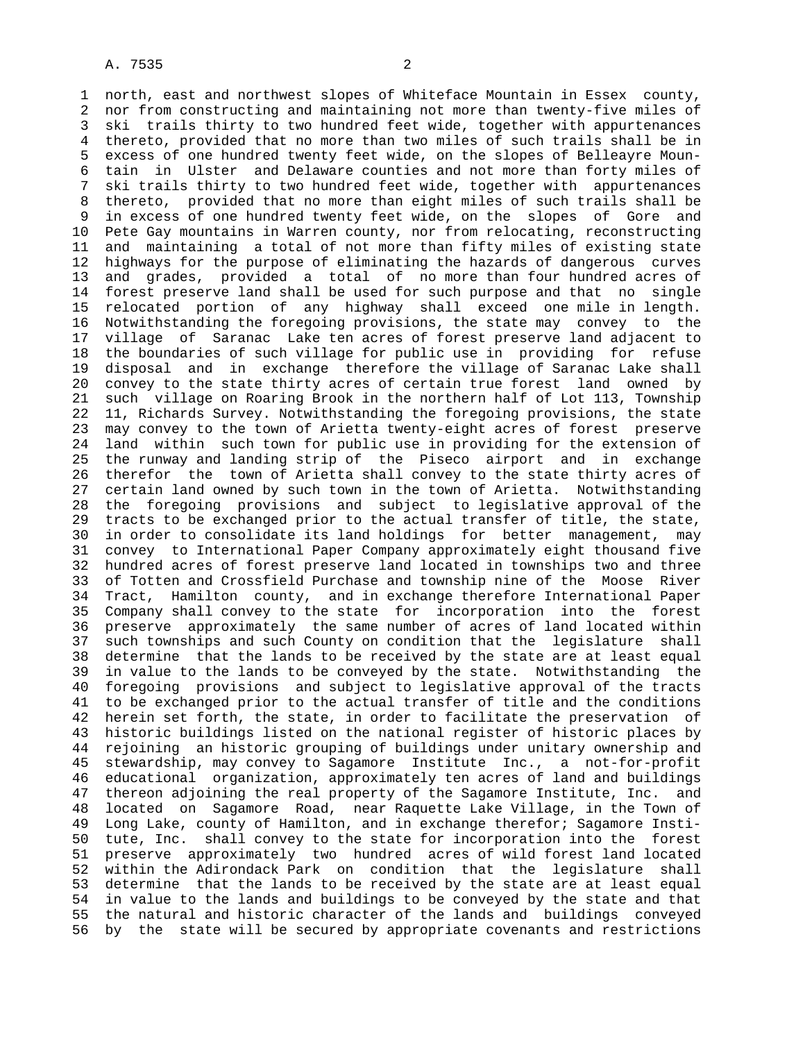north, east and northwest slopes of Whiteface Mountain in Essex county, nor from constructing and maintaining not more than twenty-five miles of ski trails thirty to two hundred feet wide, together with appurtenances thereto, provided that no more than two miles of such trails shall be in excess of one hundred twenty feet wide, on the slopes of Belleayre Mountain in Ulster and Delaware counties and not more than forty miles of ski trails thirty to two hundred feet wide, together with appurtenances thereto, provided that no more than eight miles of such trails shall be in excess of one hundred twenty feet wide, on the slopes of Gore and Pete Gay mountains in Warren county, nor from relocating, reconstructing and maintaining a total of not more than fifty miles of existing state highways for the purpose of eliminating the hazards of dangerous curves and grades, provided a total of no more than four hundred acres of forest preserve land shall be used for such purpose and that no single relocated portion of any highway shall exceed one mile in length. Notwithstanding the foregoing provisions, the state may convey to the village of Saranac Lake ten acres of forest preserve land adjacent to the boundaries of such village for public use in providing for refuse disposal and in exchange therefore the village of Saranac Lake shall convey to the state thirty acres of certain true forest land owned by such village on Roaring Brook in the northern half of Lot 113, Township 11, Richards Survey. Notwithstanding the foregoing provisions, the state may convey to the town of Arietta twenty-eight acres of forest preserve land within such town for public use in providing for the extension of the runway and landing strip of the Piseco airport and in exchange therefor the town of Arietta shall convey to the state thirty acres of certain land owned by such town in the town of Arietta. Notwithstanding the foregoing provisions and subject to legislative approval of the tracts to be exchanged prior to the actual transfer of title, the state, in order to consolidate its land holdings for better management, may convey to International Paper Company approximately eight thousand five hundred acres of forest preserve land located in townships two and three of Totten and Crossfield Purchase and township nine of the Moose River Tract, Hamilton county, and in exchange therefore International Paper Company shall convey to the state for incorporation into the forest preserve approximately the same number of acres of land located within such townships and such County on condition that the legislature shall determine that the lands to be received by the state are at least equal in value to the lands to be conveyed by the state. Notwithstanding the foregoing provisions and subject to legislative approval of the tracts to be exchanged prior to the actual transfer of title and the conditions herein set forth, the state, in order to facilitate the preservation of historic buildings listed on the national register of historic places by rejoining an historic grouping of buildings under unitary ownership and stewardship, may convey to Sagamore Institute Inc., a not-for-profit educational organization, approximately ten acres of land and buildings thereon adjoining the real property of the Sagamore Institute, Inc. and located on Sagamore Road, near Raquette Lake Village, in the Town of Long Lake, county of Hamilton, and in exchange therefor; Sagamore Institute, Inc. shall convey to the state for incorporation into the forest preserve approximately two hundred acres of wild forest land located within the Adirondack Park on condition that the legislature shall determine that the lands to be received by the state are at least equal in value to the lands and buildings to be conveyed by the state and that the natural and historic character of the lands and buildings conveyed by the state will be secured by appropriate covenants and restrictions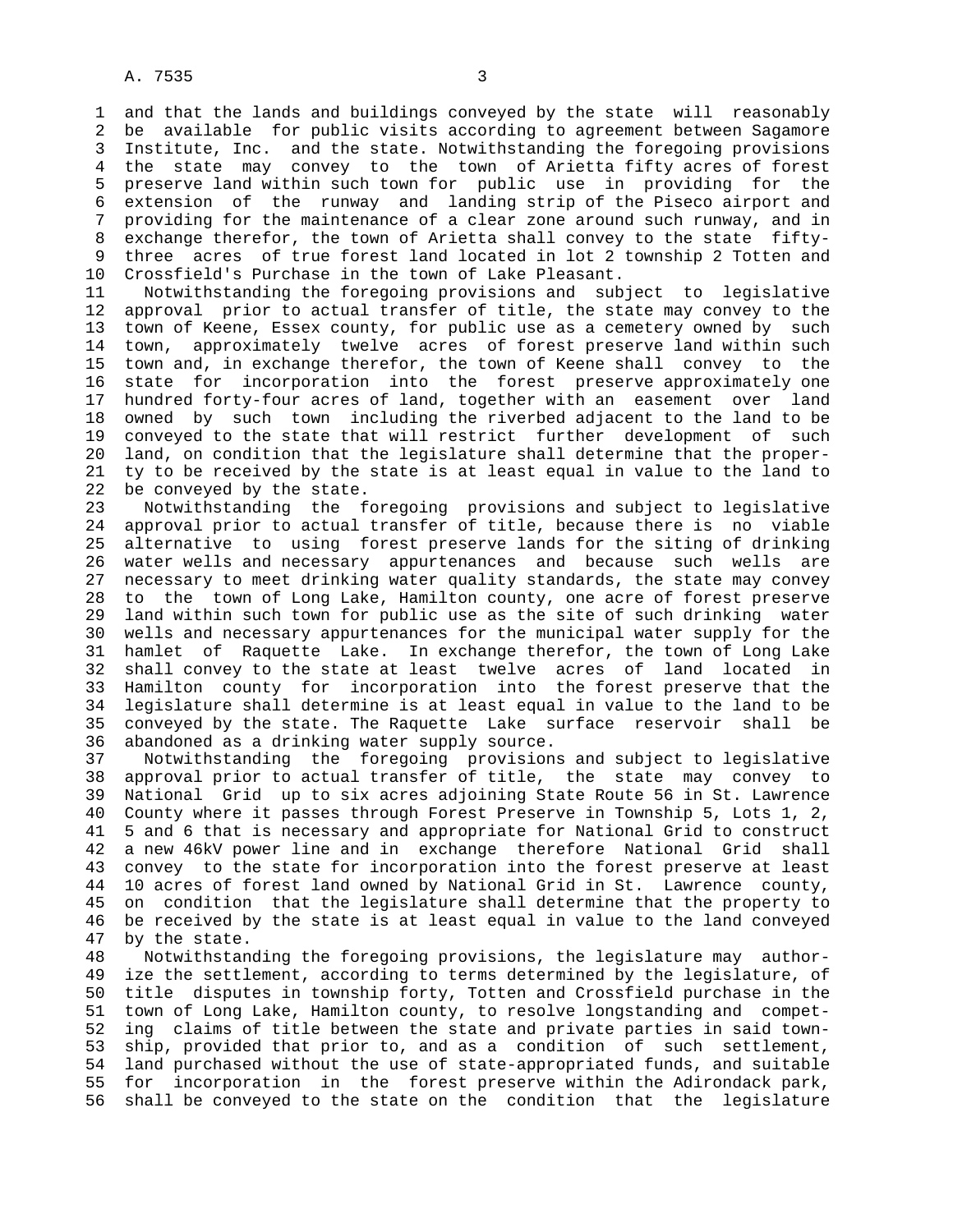and that the lands and buildings conveyed by the state will reasonably be available for public visits according to agreement between Sagamore Institute, Inc. and the state. Notwithstanding the foregoing provisions the state may convey to the town of Arietta fifty acres of forest preserve land within such town for public use in providing for the extension of the runway and landing strip of the Piseco airport and providing for the maintenance of a clear zone around such runway, and in exchange therefor, the town of Arietta shall convey to the state fifty-three acres of true forest land located in lot 2 township 2 Totten and Crossfield's Purchase in the town of Lake Pleasant.

Notwithstanding the foregoing provisions and subject to legislative approval prior to actual transfer of title, the state may convey to the town of Keene, Essex county, for public use as a cemetery owned by such town, approximately twelve acres of forest preserve land within such town and, in exchange therefor, the town of Keene shall convey to the state for incorporation into the forest preserve approximately one hundred forty-four acres of land, together with an easement over land owned by such town including the riverbed adjacent to the land to be conveyed to the state that will restrict further development of such land, on condition that the legislature shall determine that the property to be received by the state is at least equal in value to the land to be conveyed by the state.

Notwithstanding the foregoing provisions and subject to legislative approval prior to actual transfer of title, because there is no viable alternative to using forest preserve lands for the siting of drinking water wells and necessary appurtenances and because such wells are necessary to meet drinking water quality standards, the state may convey to the town of Long Lake, Hamilton county, one acre of forest preserve land within such town for public use as the site of such drinking water wells and necessary appurtenances for the municipal water supply for the hamlet of Raquette Lake. In exchange therefor, the town of Long Lake shall convey to the state at least twelve acres of land located in Hamilton county for incorporation into the forest preserve that the legislature shall determine is at least equal in value to the land to be conveyed by the state. The Raquette Lake surface reservoir shall be abandoned as a drinking water supply source.

Notwithstanding the foregoing provisions and subject to legislative approval prior to actual transfer of title, the state may convey to National Grid up to six acres adjoining State Route 56 in St. Lawrence County where it passes through Forest Preserve in Township 5, Lots 1, 2, 5 and 6 that is necessary and appropriate for National Grid to construct a new 46kV power line and in exchange therefore National Grid shall convey to the state for incorporation into the forest preserve at least 10 acres of forest land owned by National Grid in St. Lawrence county, on condition that the legislature shall determine that the property to be received by the state is at least equal in value to the land conveyed by the state.

Notwithstanding the foregoing provisions, the legislature may authorize the settlement, according to terms determined by the legislature, of title disputes in township forty, Totten and Crossfield purchase in the town of Long Lake, Hamilton county, to resolve longstanding and competing claims of title between the state and private parties in said township, provided that prior to, and as a condition of such settlement, land purchased without the use of state-appropriated funds, and suitable for incorporation in the forest preserve within the Adirondack park, shall be conveyed to the state on the condition that the legislature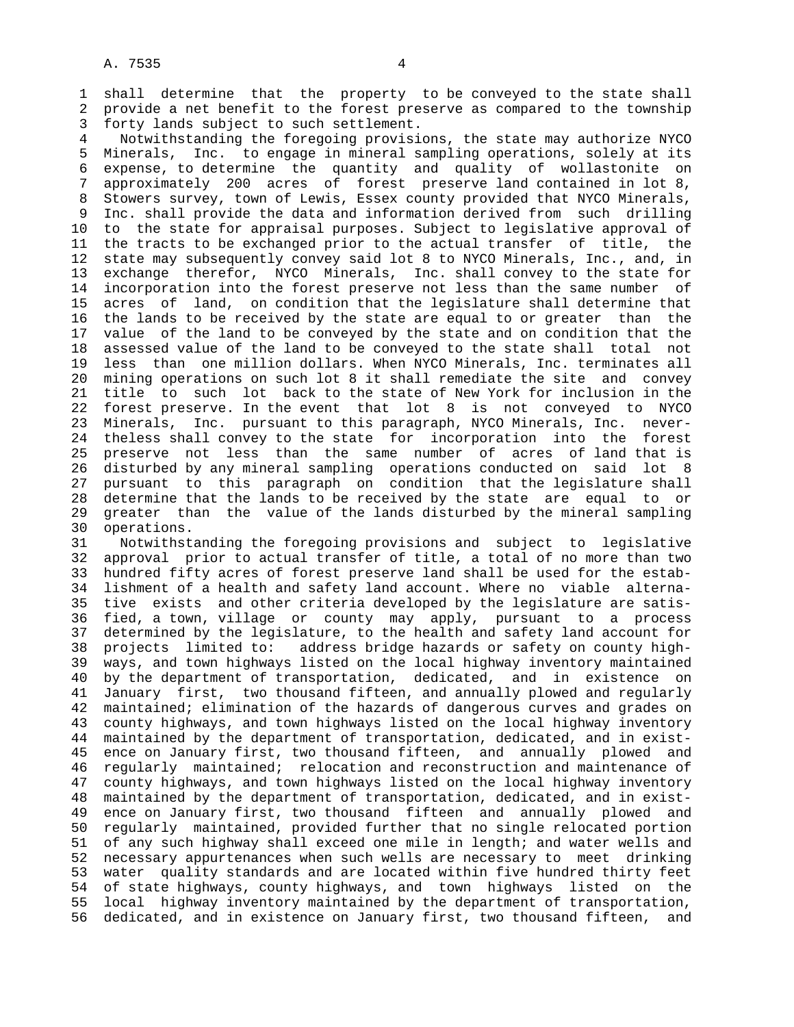shall determine that the property to be conveyed to the state shall provide a net benefit to the forest preserve as compared to the township forty lands subject to such settlement.

Notwithstanding the foregoing provisions, the state may authorize NYCO Minerals, Inc. to engage in mineral sampling operations, solely at its expense, to determine the quantity and quality of wollastonite on approximately 200 acres of forest preserve land contained in lot 8, Stowers survey, town of Lewis, Essex county provided that NYCO Minerals, Inc. shall provide the data and information derived from such drilling to the state for appraisal purposes. Subject to legislative approval of the tracts to be exchanged prior to the actual transfer of title, the state may subsequently convey said lot 8 to NYCO Minerals, Inc., and, in exchange therefor, NYCO Minerals, Inc. shall convey to the state for incorporation into the forest preserve not less than the same number of acres of land, on condition that the legislature shall determine that the lands to be received by the state are equal to or greater than the value of the land to be conveyed by the state and on condition that the assessed value of the land to be conveyed to the state shall total not less than one million dollars. When NYCO Minerals, Inc. terminates all mining operations on such lot 8 it shall remediate the site and convey title to such lot back to the state of New York for inclusion in the forest preserve. In the event that lot 8 is not conveyed to NYCO Minerals, Inc. pursuant to this paragraph, NYCO Minerals, Inc. nevertheless shall convey to the state for incorporation into the forest preserve not less than the same number of acres of land that is disturbed by any mineral sampling operations conducted on said lot 8 pursuant to this paragraph on condition that the legislature shall determine that the lands to be received by the state are equal to or greater than the value of the lands disturbed by the mineral sampling operations.

Notwithstanding the foregoing provisions and subject to legislative approval prior to actual transfer of title, a total of no more than two hundred fifty acres of forest preserve land shall be used for the establishment of a health and safety land account. Where no viable alternative exists and other criteria developed by the legislature are satisfied, a town, village or county may apply, pursuant to a process determined by the legislature, to the health and safety land account for projects limited to: address bridge hazards or safety on county highways, and town highways listed on the local highway inventory maintained by the department of transportation, dedicated, and in existence on January first, two thousand fifteen, and annually plowed and regularly maintained; elimination of the hazards of dangerous curves and grades on county highways, and town highways listed on the local highway inventory maintained by the department of transportation, dedicated, and in existence on January first, two thousand fifteen, and annually plowed and regularly maintained; relocation and reconstruction and maintenance of county highways, and town highways listed on the local highway inventory maintained by the department of transportation, dedicated, and in existence on January first, two thousand fifteen and annually plowed and regularly maintained, provided further that no single relocated portion of any such highway shall exceed one mile in length; and water wells and necessary appurtenances when such wells are necessary to meet drinking water quality standards and are located within five hundred thirty feet of state highways, county highways, and town highways listed on the local highway inventory maintained by the department of transportation, dedicated, and in existence on January first, two thousand fifteen, and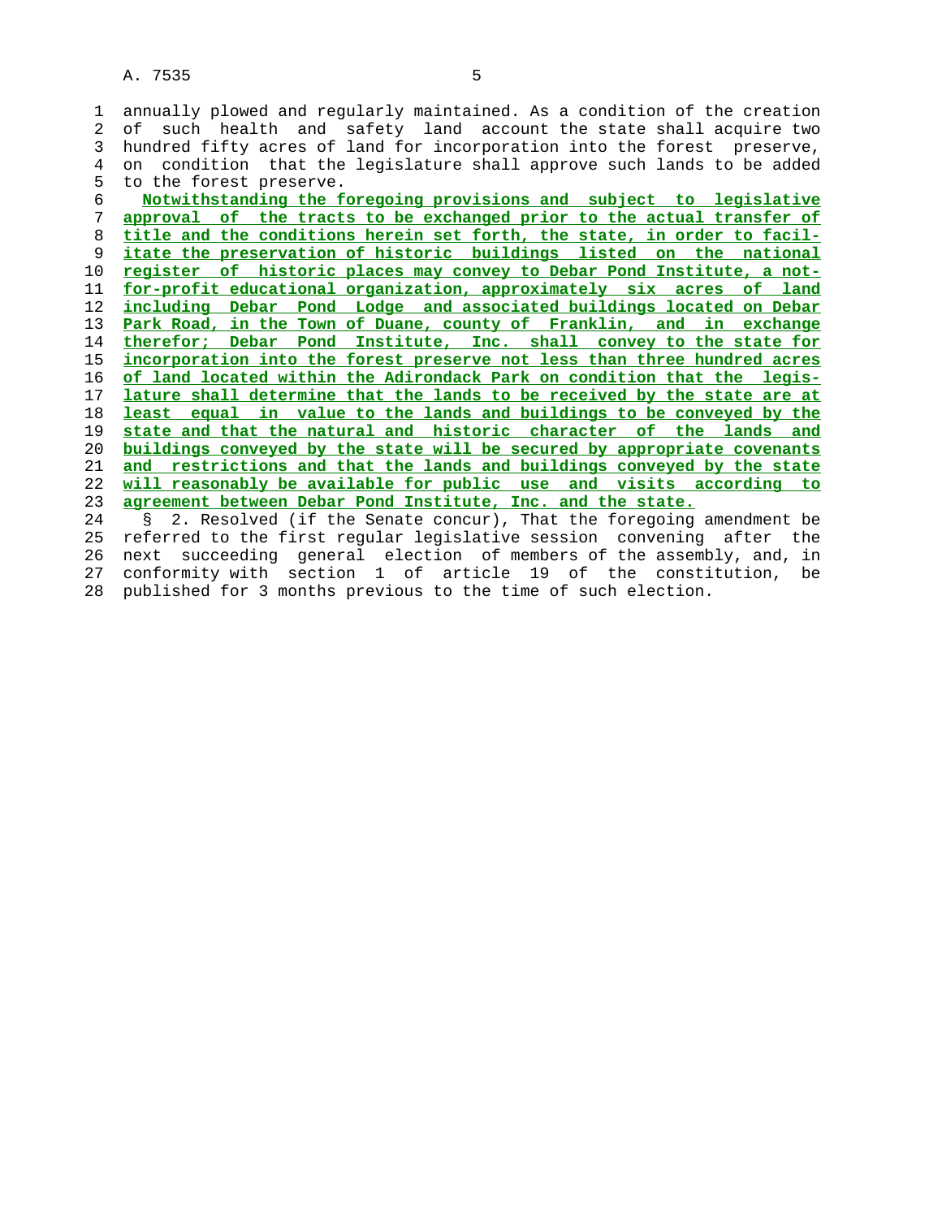annually plowed and regularly maintained. As a condition of the creation of such health and safety land account the state shall acquire two hundred fifty acres of land for incorporation into the forest preserve, on condition that the legislature shall approve such lands to be added to the forest preserve.

Notwithstanding the foregoing provisions and subject to legislative approval of the tracts to be exchanged prior to the actual transfer of title and the conditions herein set forth, the state, in order to facilitate the preservation of historic buildings listed on the national register of historic places may convey to Debar Pond Institute, a not-for-profit educational organization, approximately six acres of land including Debar Pond Lodge and associated buildings located on Debar Park Road, in the Town of Duane, county of Franklin, and in exchange therefor; Debar Pond Institute, Inc. shall convey to the state for incorporation into the forest preserve not less than three hundred acres of land located within the Adirondack Park on condition that the legislature shall determine that the lands to be received by the state are at least equal in value to the lands and buildings to be conveyed by the state and that the natural and historic character of the lands and buildings conveyed by the state will be secured by appropriate covenants and restrictions and that the lands and buildings conveyed by the state will reasonably be available for public use and visits according to agreement between Debar Pond Institute, Inc. and the state.

§ 2. Resolved (if the Senate concur), That the foregoing amendment be referred to the first regular legislative session convening after the next succeeding general election of members of the assembly, and, in conformity with section 1 of article 19 of the constitution, be published for 3 months previous to the time of such election.